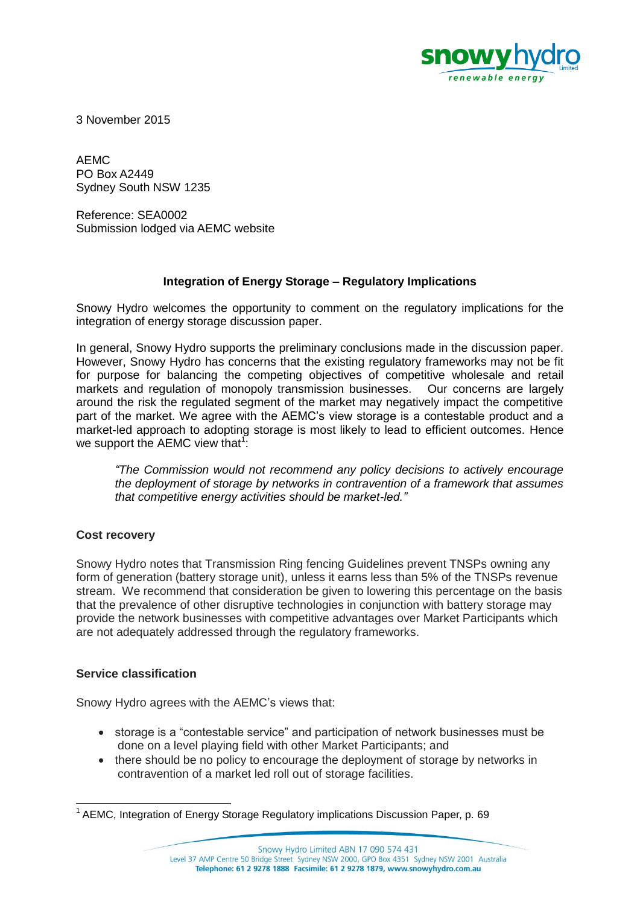3 November 2015

AEMC
PO Box A2449
Sydney South NSW 1235

Reference: SEA0002
Submission lodged via AEMC website

**Integration of Energy Storage – Regulatory Implications**

Snowy Hydro welcomes the opportunity to comment on the regulatory implications for the integration of energy storage discussion paper.

In general, Snowy Hydro supports the preliminary conclusions made in the discussion paper. However, Snowy Hydro has concerns that the existing regulatory frameworks may not be fit for purpose for balancing the competing objectives of competitive wholesale and retail markets and regulation of monopoly transmission businesses. Our concerns are largely around the risk the regulated segment of the market may negatively impact the competitive part of the market. We agree with the AEMC's view storage is a contestable product and a market-led approach to adopting storage is most likely to lead to efficient outcomes. Hence we support the AEMC view that[1]:

> *"The Commission would not recommend any policy decisions to actively encourage the deployment of storage by networks in contravention of a framework that assumes that competitive energy activities should be market-led."*

**Cost recovery**

Snowy Hydro notes that Transmission Ring fencing Guidelines prevent TNSPs owning any form of generation (battery storage unit), unless it earns less than 5% of the TNSPs revenue stream. We recommend that consideration be given to lowering this percentage on the basis that the prevalence of other disruptive technologies in conjunction with battery storage may provide the network businesses with competitive advantages over Market Participants which are not adequately addressed through the regulatory frameworks.

**Service classification**

Snowy Hydro agrees with the AEMC's views that:

- storage is a "contestable service" and participation of network businesses must be done on a level playing field with other Market Participants; and
- there should be no policy to encourage the deployment of storage by networks in contravention of a market led roll out of storage facilities.

[1] AEMC, Integration of Energy Storage Regulatory implications Discussion Paper, p. 69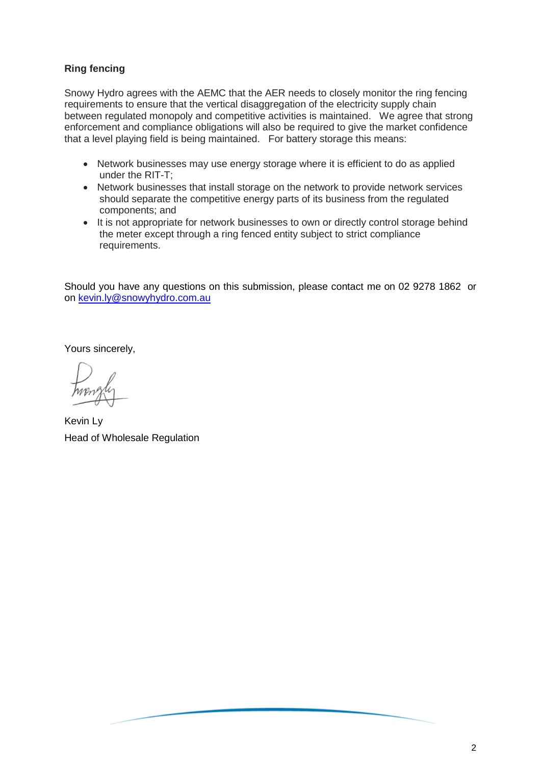**Ring fencing**

Snowy Hydro agrees with the AEMC that the AER needs to closely monitor the ring fencing requirements to ensure that the vertical disaggregation of the electricity supply chain between regulated monopoly and competitive activities is maintained. We agree that strong enforcement and compliance obligations will also be required to give the market confidence that a level playing field is being maintained. For battery storage this means:

- Network businesses may use energy storage where it is efficient to do as applied under the RIT-T;
- Network businesses that install storage on the network to provide network services should separate the competitive energy parts of its business from the regulated components; and
- It is not appropriate for network businesses to own or directly control storage behind the meter except through a ring fenced entity subject to strict compliance requirements.

Should you have any questions on this submission, please contact me on 02 9278 1862 or on kevin.ly@snowyhydro.com.au

Yours sincerely,

Kevin Ly
Head of Wholesale Regulation